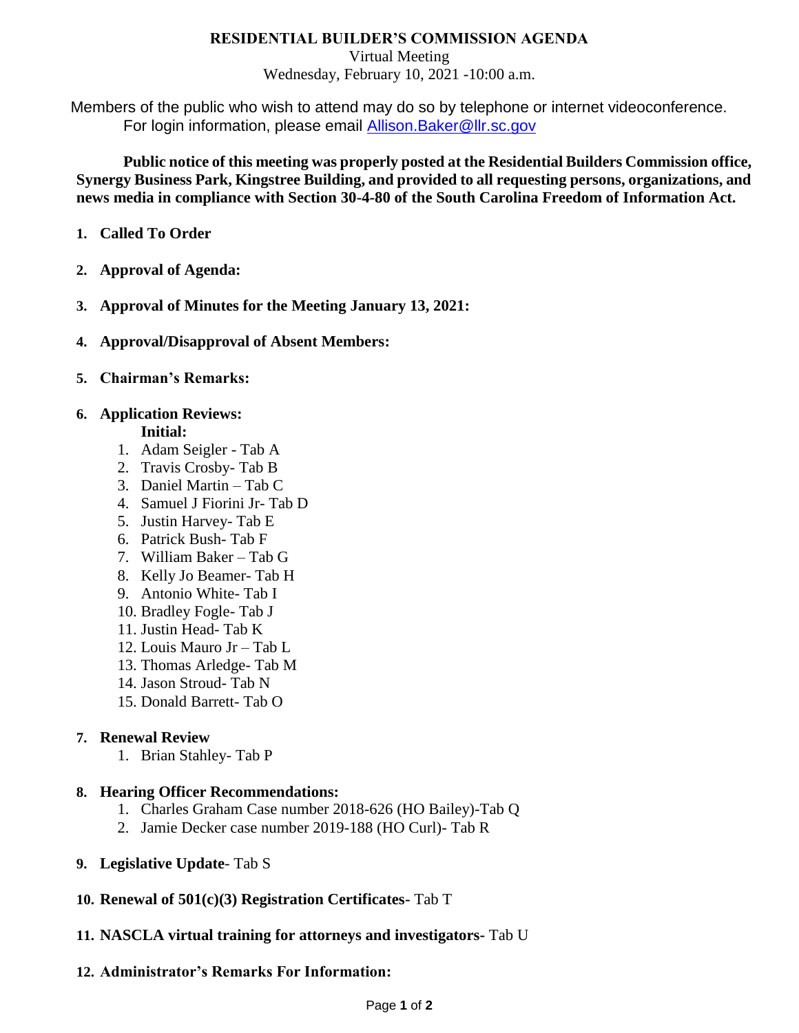# RESIDENTIAL BUILDER'S COMMISSION AGENDA

Virtual Meeting
Wednesday, February 10, 2021 -10:00 a.m.

Members of the public who wish to attend may do so by telephone or internet videoconference. For login information, please email Allison.Baker@llr.sc.gov

**Public notice of this meeting was properly posted at the Residential Builders Commission office, Synergy Business Park, Kingstree Building, and provided to all requesting persons, organizations, and news media in compliance with Section 30-4-80 of the South Carolina Freedom of Information Act.**

1. **Called To Order**

2. **Approval of Agenda:**

3. **Approval of Minutes for the Meeting January 13, 2021:**

4. **Approval/Disapproval of Absent Members:**

5. **Chairman's Remarks:**

6. **Application Reviews:**

   **Initial:**
   1. Adam Seigler - Tab A
   2. Travis Crosby- Tab B
   3. Daniel Martin – Tab C
   4. Samuel J Fiorini Jr- Tab D
   5. Justin Harvey- Tab E
   6. Patrick Bush- Tab F
   7. William Baker – Tab G
   8. Kelly Jo Beamer- Tab H
   9. Antonio White- Tab I
   10. Bradley Fogle- Tab J
   11. Justin Head- Tab K
   12. Louis Mauro Jr – Tab L
   13. Thomas Arledge- Tab M
   14. Jason Stroud- Tab N
   15. Donald Barrett- Tab O

7. **Renewal Review**
   1. Brian Stahley- Tab P

8. **Hearing Officer Recommendations:**
   1. Charles Graham Case number 2018-626 (HO Bailey)-Tab Q
   2. Jamie Decker case number 2019-188 (HO Curl)- Tab R

9. **Legislative Update**- Tab S

10. **Renewal of 501(c)(3) Registration Certificates-** Tab T

11. **NASCLA virtual training for attorneys and investigators-** Tab U

12. **Administrator's Remarks For Information:**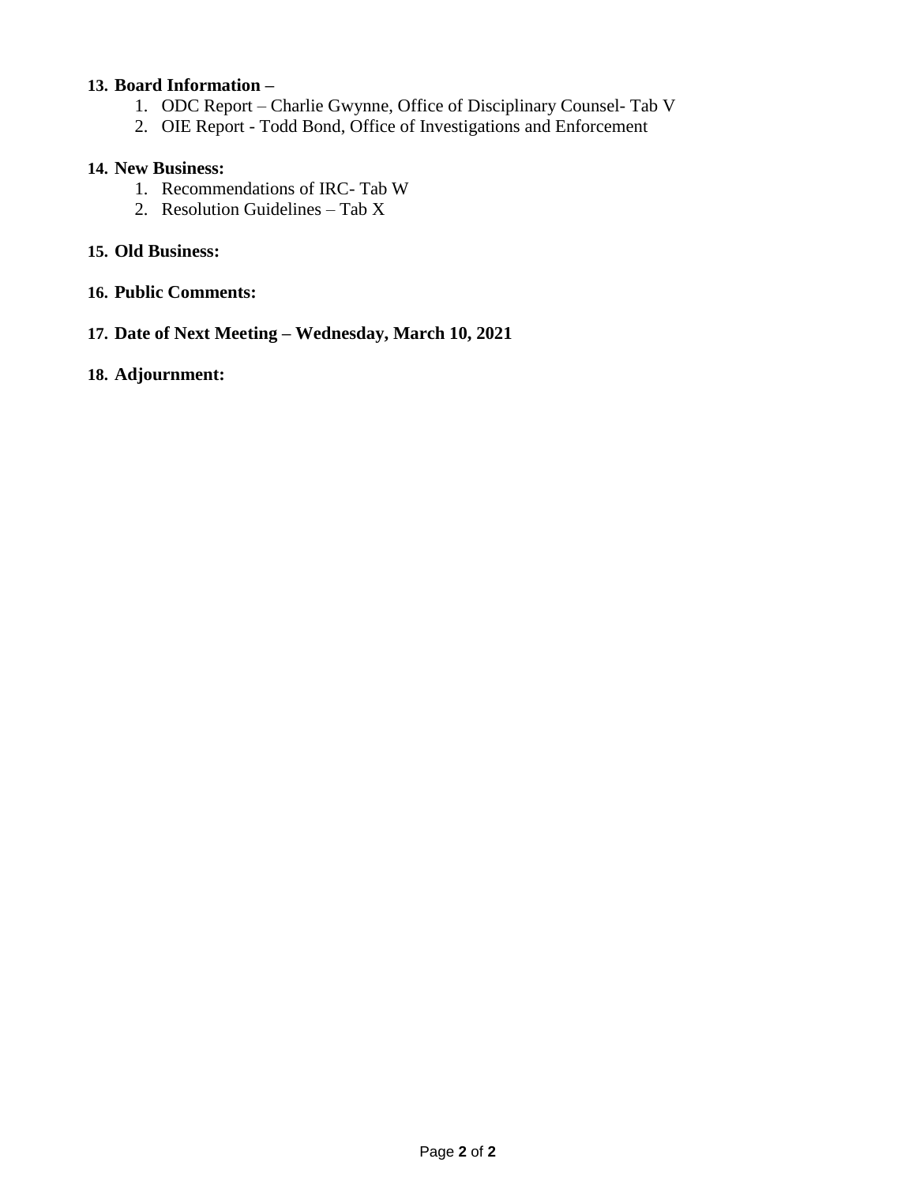**13. Board Information –**

1. ODC Report – Charlie Gwynne, Office of Disciplinary Counsel- Tab V
2. OIE Report - Todd Bond, Office of Investigations and Enforcement

**14. New Business:**

1. Recommendations of IRC- Tab W
2. Resolution Guidelines – Tab X

**15. Old Business:**

**16. Public Comments:**

**17. Date of Next Meeting – Wednesday, March 10, 2021**

**18. Adjournment:**